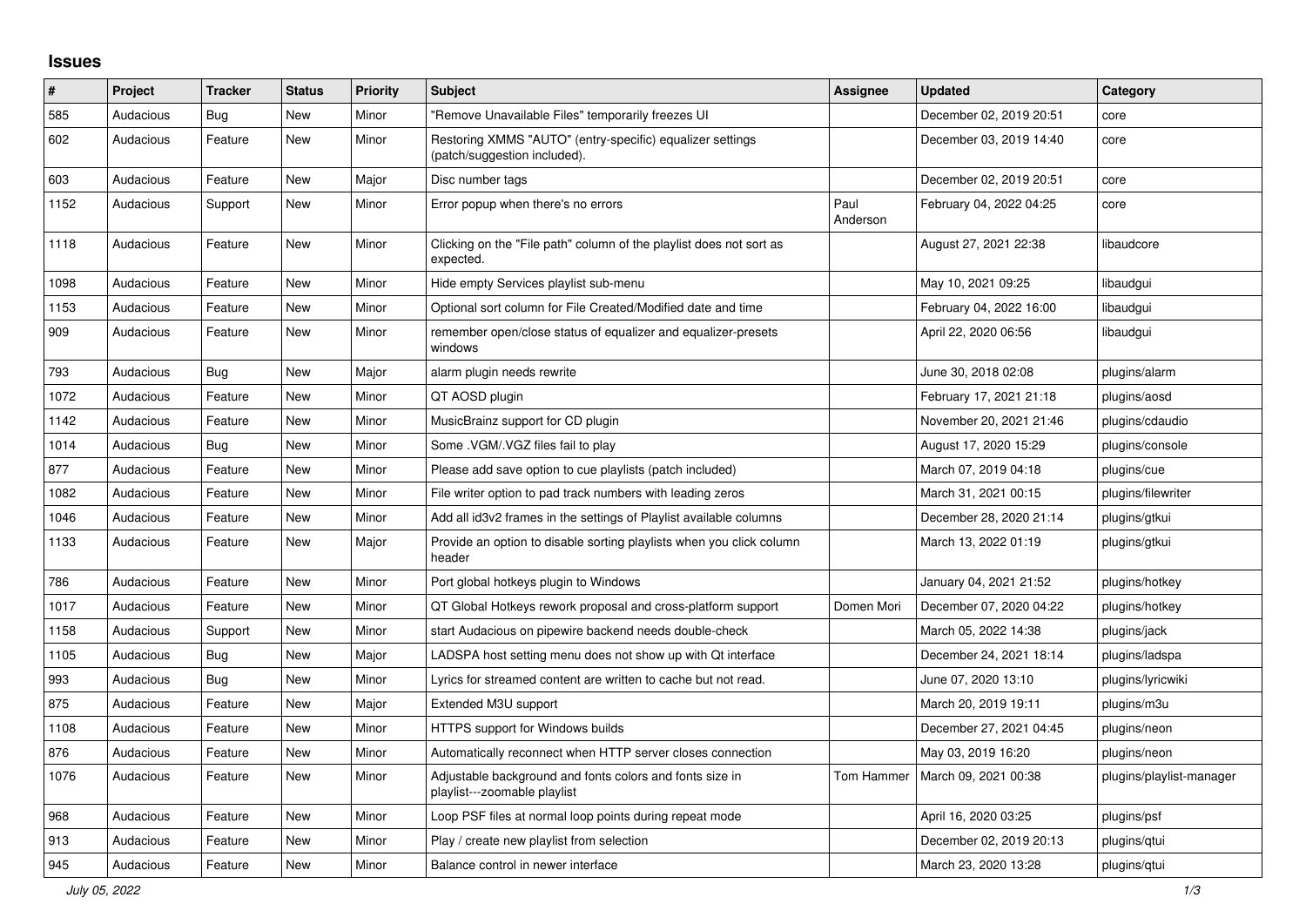## Issues

| # | Project | Tracker | Status | Priority | Subject | Assignee | Updated | Category |
|---|---|---|---|---|---|---|---|---|
| 585 | Audacious | Bug | New | Minor | "Remove Unavailable Files" temporarily freezes UI | | December 02, 2019 20:51 | core |
| 602 | Audacious | Feature | New | Minor | Restoring XMMS "AUTO" (entry-specific) equalizer settings (patch/suggestion included). | | December 03, 2019 14:40 | core |
| 603 | Audacious | Feature | New | Major | Disc number tags | | December 02, 2019 20:51 | core |
| 1152 | Audacious | Support | New | Minor | Error popup when there's no errors | Paul Anderson | February 04, 2022 04:25 | core |
| 1118 | Audacious | Feature | New | Minor | Clicking on the "File path" column of the playlist does not sort as expected. | | August 27, 2021 22:38 | libaudcore |
| 1098 | Audacious | Feature | New | Minor | Hide empty Services playlist sub-menu | | May 10, 2021 09:25 | libaudgui |
| 1153 | Audacious | Feature | New | Minor | Optional sort column for File Created/Modified date and time | | February 04, 2022 16:00 | libaudgui |
| 909 | Audacious | Feature | New | Minor | remember open/close status of equalizer and equalizer-presets windows | | April 22, 2020 06:56 | libaudgui |
| 793 | Audacious | Bug | New | Major | alarm plugin needs rewrite | | June 30, 2018 02:08 | plugins/alarm |
| 1072 | Audacious | Feature | New | Minor | QT AOSD plugin | | February 17, 2021 21:18 | plugins/aosd |
| 1142 | Audacious | Feature | New | Minor | MusicBrainz support for CD plugin | | November 20, 2021 21:46 | plugins/cdaudio |
| 1014 | Audacious | Bug | New | Minor | Some .VGM/.VGZ files fail to play | | August 17, 2020 15:29 | plugins/console |
| 877 | Audacious | Feature | New | Minor | Please add save option to cue playlists (patch included) | | March 07, 2019 04:18 | plugins/cue |
| 1082 | Audacious | Feature | New | Minor | File writer option to pad track numbers with leading zeros | | March 31, 2021 00:15 | plugins/filewriter |
| 1046 | Audacious | Feature | New | Minor | Add all id3v2 frames in the settings of Playlist available columns | | December 28, 2020 21:14 | plugins/gtkui |
| 1133 | Audacious | Feature | New | Major | Provide an option to disable sorting playlists when you click column header | | March 13, 2022 01:19 | plugins/gtkui |
| 786 | Audacious | Feature | New | Minor | Port global hotkeys plugin to Windows | | January 04, 2021 21:52 | plugins/hotkey |
| 1017 | Audacious | Feature | New | Minor | QT Global Hotkeys rework proposal and cross-platform support | Domen Mori | December 07, 2020 04:22 | plugins/hotkey |
| 1158 | Audacious | Support | New | Minor | start Audacious on pipewire backend needs double-check | | March 05, 2022 14:38 | plugins/jack |
| 1105 | Audacious | Bug | New | Major | LADSPA host setting menu does not show up with Qt interface | | December 24, 2021 18:14 | plugins/ladspa |
| 993 | Audacious | Bug | New | Minor | Lyrics for streamed content are written to cache but not read. | | June 07, 2020 13:10 | plugins/lyricwiki |
| 875 | Audacious | Feature | New | Major | Extended M3U support | | March 20, 2019 19:11 | plugins/m3u |
| 1108 | Audacious | Feature | New | Minor | HTTPS support for Windows builds | | December 27, 2021 04:45 | plugins/neon |
| 876 | Audacious | Feature | New | Minor | Automatically reconnect when HTTP server closes connection | | May 03, 2019 16:20 | plugins/neon |
| 1076 | Audacious | Feature | New | Minor | Adjustable background and fonts colors and fonts size in playlist---zoomable playlist | Tom Hammer | March 09, 2021 00:38 | plugins/playlist-manager |
| 968 | Audacious | Feature | New | Minor | Loop PSF files at normal loop points during repeat mode | | April 16, 2020 03:25 | plugins/psf |
| 913 | Audacious | Feature | New | Minor | Play / create new playlist from selection | | December 02, 2019 20:13 | plugins/qtui |
| 945 | Audacious | Feature | New | Minor | Balance control in newer interface | | March 23, 2020 13:28 | plugins/qtui |

*July 05, 2022*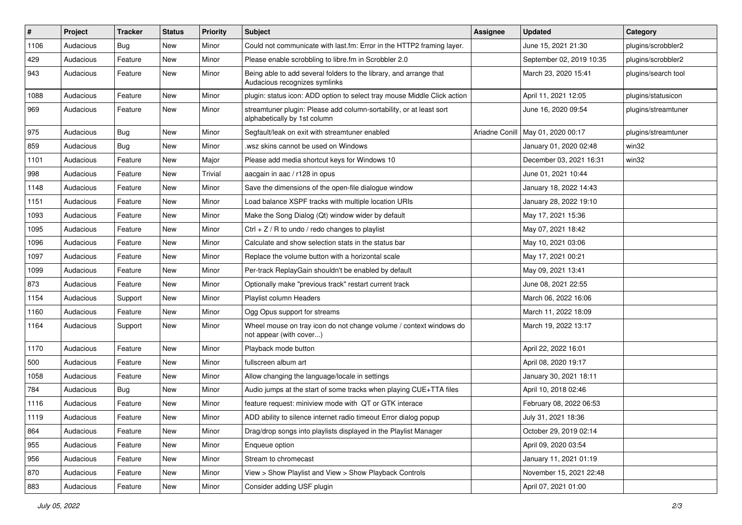| # | Project | Tracker | Status | Priority | Subject | Assignee | Updated | Category |
|---|---|---|---|---|---|---|---|---|
| 1106 | Audacious | Bug | New | Minor | Could not communicate with last.fm: Error in the HTTP2 framing layer. | | June 15, 2021 21:30 | plugins/scrobbler2 |
| 429 | Audacious | Feature | New | Minor | Please enable scrobbling to libre.fm in Scrobbler 2.0 | | September 02, 2019 10:35 | plugins/scrobbler2 |
| 943 | Audacious | Feature | New | Minor | Being able to add several folders to the library, and arrange that Audacious recognizes symlinks | | March 23, 2020 15:41 | plugins/search tool |
| 1088 | Audacious | Feature | New | Minor | plugin: status icon: ADD option to select tray mouse Middle Click action | | April 11, 2021 12:05 | plugins/statusicon |
| 969 | Audacious | Feature | New | Minor | streamtuner plugin: Please add column-sortability, or at least sort alphabetically by 1st column | | June 16, 2020 09:54 | plugins/streamtuner |
| 975 | Audacious | Bug | New | Minor | Segfault/leak on exit with streamtuner enabled | Ariadne Conill | May 01, 2020 00:17 | plugins/streamtuner |
| 859 | Audacious | Bug | New | Minor | .wsz skins cannot be used on Windows | | January 01, 2020 02:48 | win32 |
| 1101 | Audacious | Feature | New | Major | Please add media shortcut keys for Windows 10 | | December 03, 2021 16:31 | win32 |
| 998 | Audacious | Feature | New | Trivial | aacgain in aac / r128 in opus | | June 01, 2021 10:44 | |
| 1148 | Audacious | Feature | New | Minor | Save the dimensions of the open-file dialogue window | | January 18, 2022 14:43 | |
| 1151 | Audacious | Feature | New | Minor | Load balance XSPF tracks with multiple location URIs | | January 28, 2022 19:10 | |
| 1093 | Audacious | Feature | New | Minor | Make the Song Dialog (Qt) window wider by default | | May 17, 2021 15:36 | |
| 1095 | Audacious | Feature | New | Minor | Ctrl + Z / R to undo / redo changes to playlist | | May 07, 2021 18:42 | |
| 1096 | Audacious | Feature | New | Minor | Calculate and show selection stats in the status bar | | May 10, 2021 03:06 | |
| 1097 | Audacious | Feature | New | Minor | Replace the volume button with a horizontal scale | | May 17, 2021 00:21 | |
| 1099 | Audacious | Feature | New | Minor | Per-track ReplayGain shouldn't be enabled by default | | May 09, 2021 13:41 | |
| 873 | Audacious | Feature | New | Minor | Optionally make "previous track" restart current track | | June 08, 2021 22:55 | |
| 1154 | Audacious | Support | New | Minor | Playlist column Headers | | March 06, 2022 16:06 | |
| 1160 | Audacious | Feature | New | Minor | Ogg Opus support for streams | | March 11, 2022 18:09 | |
| 1164 | Audacious | Support | New | Minor | Wheel mouse on tray icon do not change volume / context windows do not appear (with cover...) | | March 19, 2022 13:17 | |
| 1170 | Audacious | Feature | New | Minor | Playback mode button | | April 22, 2022 16:01 | |
| 500 | Audacious | Feature | New | Minor | fullscreen album art | | April 08, 2020 19:17 | |
| 1058 | Audacious | Feature | New | Minor | Allow changing the language/locale in settings | | January 30, 2021 18:11 | |
| 784 | Audacious | Bug | New | Minor | Audio jumps at the start of some tracks when playing CUE+TTA files | | April 10, 2018 02:46 | |
| 1116 | Audacious | Feature | New | Minor | feature request: miniview mode with QT or GTK interace | | February 08, 2022 06:53 | |
| 1119 | Audacious | Feature | New | Minor | ADD ability to silence internet radio timeout Error dialog popup | | July 31, 2021 18:36 | |
| 864 | Audacious | Feature | New | Minor | Drag/drop songs into playlists displayed in the Playlist Manager | | October 29, 2019 02:14 | |
| 955 | Audacious | Feature | New | Minor | Enqueue option | | April 09, 2020 03:54 | |
| 956 | Audacious | Feature | New | Minor | Stream to chromecast | | January 11, 2021 01:19 | |
| 870 | Audacious | Feature | New | Minor | View > Show Playlist and View > Show Playback Controls | | November 15, 2021 22:48 | |
| 883 | Audacious | Feature | New | Minor | Consider adding USF plugin | | April 07, 2021 01:00 | |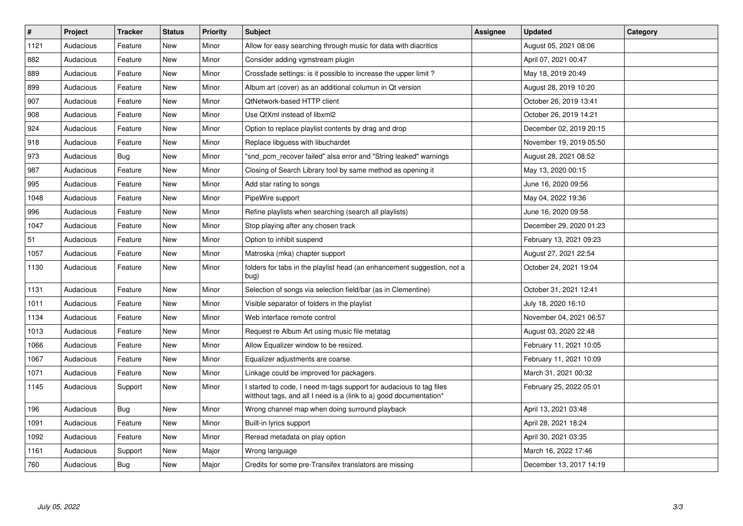| # | Project | Tracker | Status | Priority | Subject | Assignee | Updated | Category |
|---|---|---|---|---|---|---|---|---|
| 1121 | Audacious | Feature | New | Minor | Allow for easy searching through music for data with diacritics | | August 05, 2021 08:06 | |
| 882 | Audacious | Feature | New | Minor | Consider adding vgmstream plugin | | April 07, 2021 00:47 | |
| 889 | Audacious | Feature | New | Minor | Crossfade settings: is it possible to increase the upper limit ? | | May 18, 2019 20:49 | |
| 899 | Audacious | Feature | New | Minor | Album art (cover) as an additional columun in Qt version | | August 28, 2019 10:20 | |
| 907 | Audacious | Feature | New | Minor | QtNetwork-based HTTP client | | October 26, 2019 13:41 | |
| 908 | Audacious | Feature | New | Minor | Use QtXml instead of libxml2 | | October 26, 2019 14:21 | |
| 924 | Audacious | Feature | New | Minor | Option to replace playlist contents by drag and drop | | December 02, 2019 20:15 | |
| 918 | Audacious | Feature | New | Minor | Replace libguess with libuchardet | | November 19, 2019 05:50 | |
| 973 | Audacious | Bug | New | Minor | "snd_pcm_recover failed" alsa error and "String leaked" warnings | | August 28, 2021 08:52 | |
| 987 | Audacious | Feature | New | Minor | Closing of Search Library tool by same method as opening it | | May 13, 2020 00:15 | |
| 995 | Audacious | Feature | New | Minor | Add star rating to songs | | June 16, 2020 09:56 | |
| 1048 | Audacious | Feature | New | Minor | PipeWire support | | May 04, 2022 19:36 | |
| 996 | Audacious | Feature | New | Minor | Refine playlists when searching (search all playlists) | | June 16, 2020 09:58 | |
| 1047 | Audacious | Feature | New | Minor | Stop playing after any chosen track | | December 29, 2020 01:23 | |
| 51 | Audacious | Feature | New | Minor | Option to inhibit suspend | | February 13, 2021 09:23 | |
| 1057 | Audacious | Feature | New | Minor | Matroska (mka) chapter support | | August 27, 2021 22:54 | |
| 1130 | Audacious | Feature | New | Minor | folders for tabs in the playlist head (an enhancement suggestion, not a bug) | | October 24, 2021 19:04 | |
| 1131 | Audacious | Feature | New | Minor | Selection of songs via selection field/bar (as in Clementine) | | October 31, 2021 12:41 | |
| 1011 | Audacious | Feature | New | Minor | Visible separator of folders in the playlist | | July 18, 2020 16:10 | |
| 1134 | Audacious | Feature | New | Minor | Web interface remote control | | November 04, 2021 06:57 | |
| 1013 | Audacious | Feature | New | Minor | Request re Album Art using music file metatag | | August 03, 2020 22:48 | |
| 1066 | Audacious | Feature | New | Minor | Allow Equalizer window to be resized. | | February 11, 2021 10:05 | |
| 1067 | Audacious | Feature | New | Minor | Equalizer adjustments are coarse. | | February 11, 2021 10:09 | |
| 1071 | Audacious | Feature | New | Minor | Linkage could be improved for packagers. | | March 31, 2021 00:32 | |
| 1145 | Audacious | Support | New | Minor | I started to code, I need m-tags support for audacious to tag files witthout tags, and all I need is a (link to a) good documentation* | | February 25, 2022 05:01 | |
| 196 | Audacious | Bug | New | Minor | Wrong channel map when doing surround playback | | April 13, 2021 03:48 | |
| 1091 | Audacious | Feature | New | Minor | Built-in lyrics support | | April 28, 2021 18:24 | |
| 1092 | Audacious | Feature | New | Minor | Reread metadata on play option | | April 30, 2021 03:35 | |
| 1161 | Audacious | Support | New | Major | Wrong language | | March 16, 2022 17:46 | |
| 760 | Audacious | Bug | New | Major | Credits for some pre-Transifex translators are missing | | December 13, 2017 14:19 | |